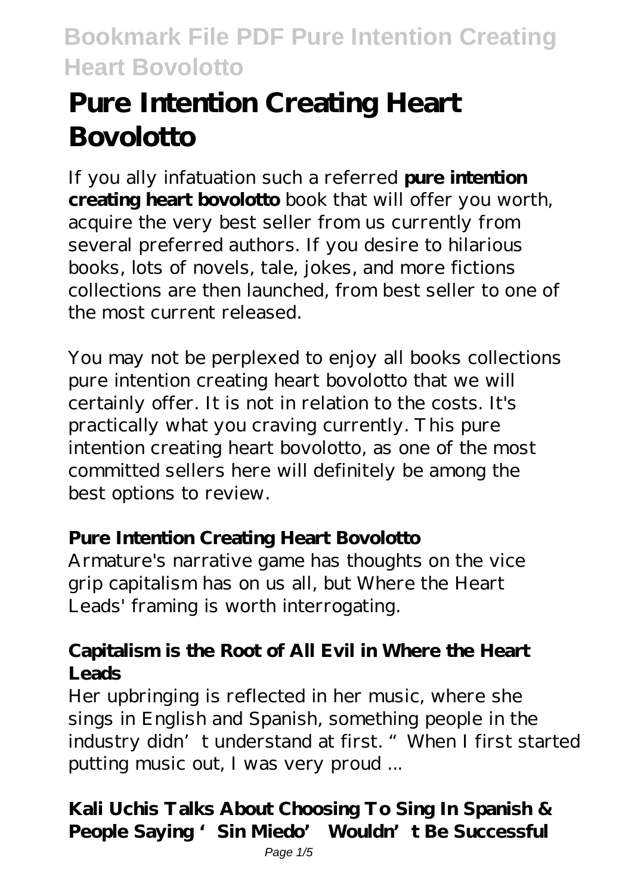# Pure Intention Creating Heart Bovolotto

If you ally infatuation such a referred **pure intention creating heart bovolotto** book that will offer you worth, acquire the very best seller from us currently from several preferred authors. If you desire to hilarious books, lots of novels, tale, jokes, and more fictions collections are then launched, from best seller to one of the most current released.

You may not be perplexed to enjoy all books collections pure intention creating heart bovolotto that we will certainly offer. It is not in relation to the costs. It's practically what you craving currently. This pure intention creating heart bovolotto, as one of the most committed sellers here will definitely be among the best options to review.

### Pure Intention Creating Heart Bovolotto

Armature's narrative game has thoughts on the vice grip capitalism has on us all, but Where the Heart Leads' framing is worth interrogating.

### Capitalism is the Root of All Evil in Where the Heart Leads

Her upbringing is reflected in her music, where she sings in English and Spanish, something people in the industry didn't understand at first. "When I first started putting music out, I was very proud ...

### Kali Uchis Talks About Choosing To Sing In Spanish & People Saying 'Sin Miedo' Wouldn't Be Successful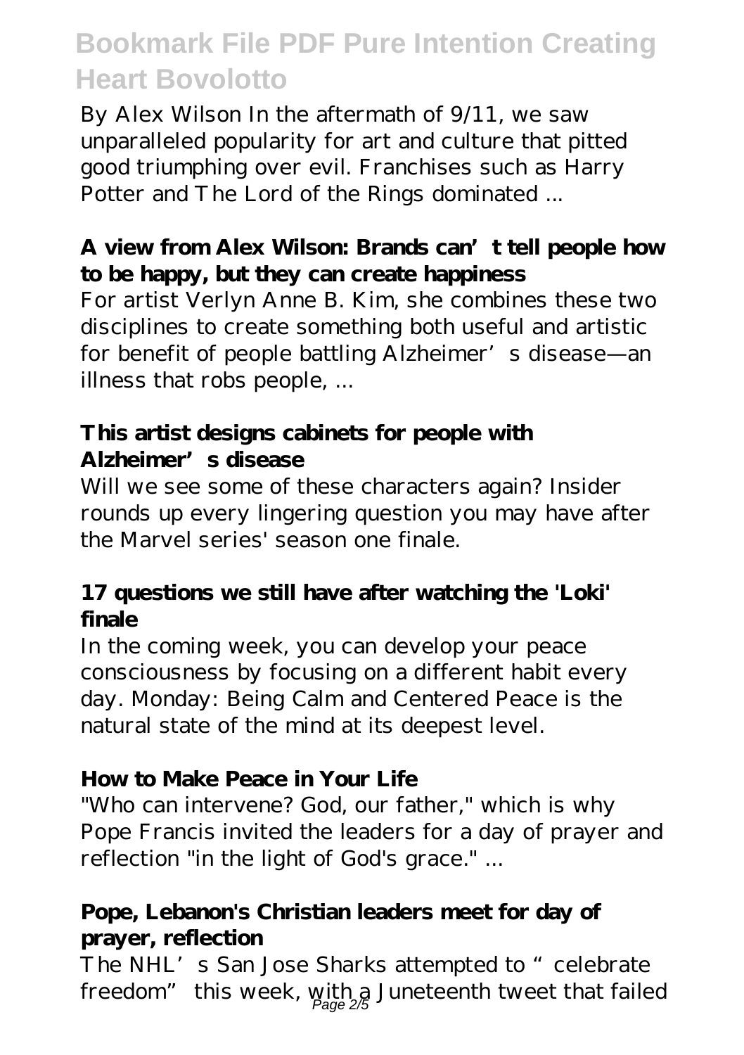By Alex Wilson In the aftermath of 9/11, we saw unparalleled popularity for art and culture that pitted good triumphing over evil. Franchises such as Harry Potter and The Lord of the Rings dominated ...

### A view from Alex Wilson: Brands can't tell people how to be happy, but they can create happiness

For artist Verlyn Anne B. Kim, she combines these two disciplines to create something both useful and artistic for benefit of people battling Alzheimer's disease—an illness that robs people, ...

### This artist designs cabinets for people with Alzheimer's disease

Will we see some of these characters again? Insider rounds up every lingering question you may have after the Marvel series' season one finale.

### 17 questions we still have after watching the 'Loki' finale

In the coming week, you can develop your peace consciousness by focusing on a different habit every day. Monday: Being Calm and Centered Peace is the natural state of the mind at its deepest level.

### How to Make Peace in Your Life

"Who can intervene? God, our father," which is why Pope Francis invited the leaders for a day of prayer and reflection "in the light of God's grace." ...

### Pope, Lebanon's Christian leaders meet for day of prayer, reflection

The NHL's San Jose Sharks attempted to "celebrate freedom" this week, with a Juneteenth tweet that failed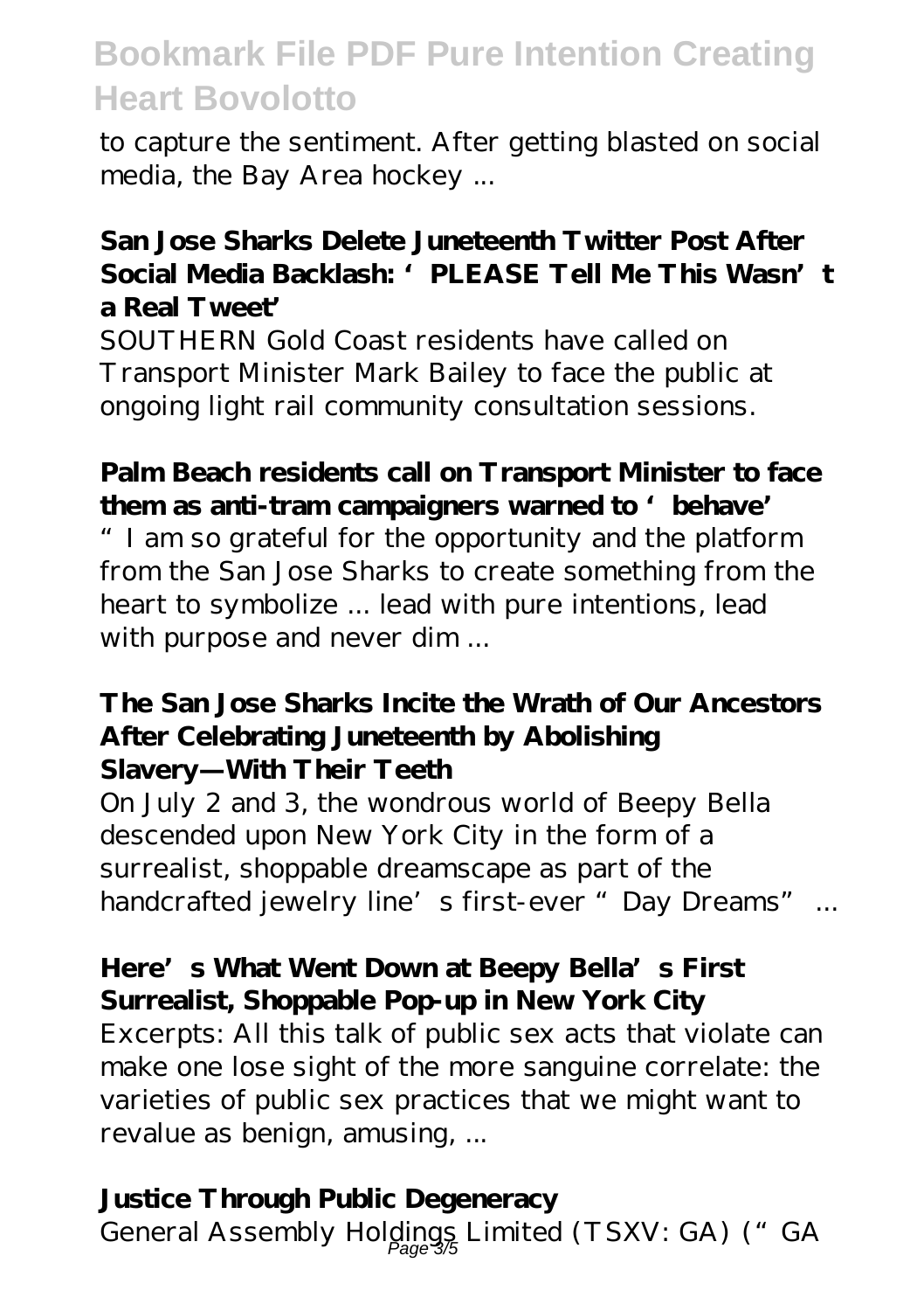to capture the sentiment. After getting blasted on social media, the Bay Area hockey ...

**San Jose Sharks Delete Juneteenth Twitter Post After Social Media Backlash: 'PLEASE Tell Me This Wasn't a Real Tweet'**

SOUTHERN Gold Coast residents have called on Transport Minister Mark Bailey to face the public at ongoing light rail community consultation sessions.

**Palm Beach residents call on Transport Minister to face them as anti-tram campaigners warned to 'behave'**

"I am so grateful for the opportunity and the platform from the San Jose Sharks to create something from the heart to symbolize ... lead with pure intentions, lead with purpose and never dim ...

**The San Jose Sharks Incite the Wrath of Our Ancestors After Celebrating Juneteenth by Abolishing Slavery—With Their Teeth**

On July 2 and 3, the wondrous world of Beepy Bella descended upon New York City in the form of a surrealist, shoppable dreamscape as part of the handcrafted jewelry line's first-ever "Day Dreams" ...

**Here's What Went Down at Beepy Bella's First Surrealist, Shoppable Pop-up in New York City**

Excerpts: All this talk of public sex acts that violate can make one lose sight of the more sanguine correlate: the varieties of public sex practices that we might want to revalue as benign, amusing, ...

**Justice Through Public Degeneracy**

General Assembly Holdings Limited (TSXV: GA) ("GA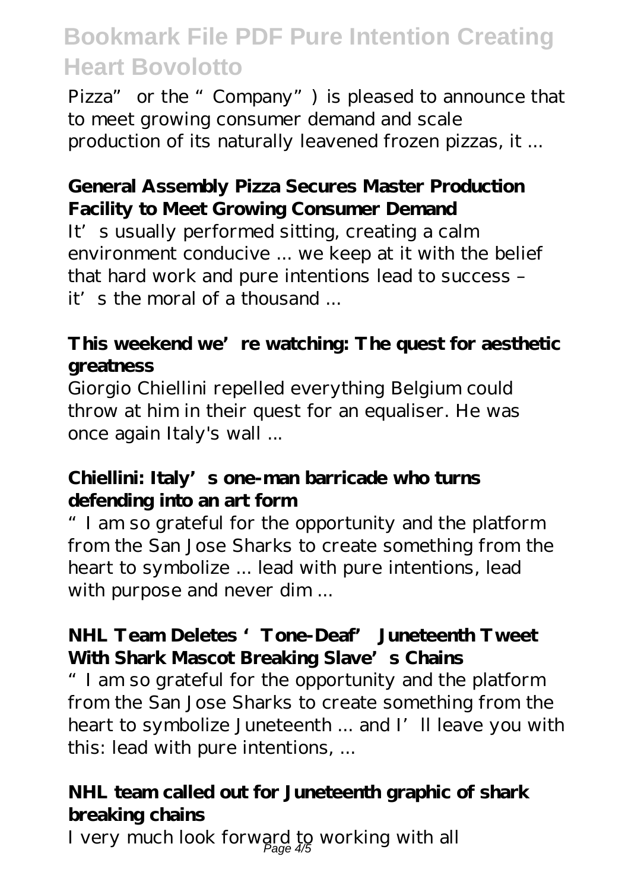Pizza" or the "Company") is pleased to announce that to meet growing consumer demand and scale production of its naturally leavened frozen pizzas, it ...

### General Assembly Pizza Secures Master Production Facility to Meet Growing Consumer Demand

It's usually performed sitting, creating a calm environment conducive ... we keep at it with the belief that hard work and pure intentions lead to success – it's the moral of a thousand ...

### This weekend we're watching: The quest for aesthetic greatness

Giorgio Chiellini repelled everything Belgium could throw at him in their quest for an equaliser. He was once again Italy's wall ...

### Chiellini: Italy's one-man barricade who turns defending into an art form

"I am so grateful for the opportunity and the platform from the San Jose Sharks to create something from the heart to symbolize ... lead with pure intentions, lead with purpose and never dim ...

### NHL Team Deletes 'Tone-Deaf' Juneteenth Tweet With Shark Mascot Breaking Slave's Chains

"I am so grateful for the opportunity and the platform from the San Jose Sharks to create something from the heart to symbolize Juneteenth ... and I'll leave you with this: lead with pure intentions, ...

### NHL team called out for Juneteenth graphic of shark breaking chains

I very much look forward to working with all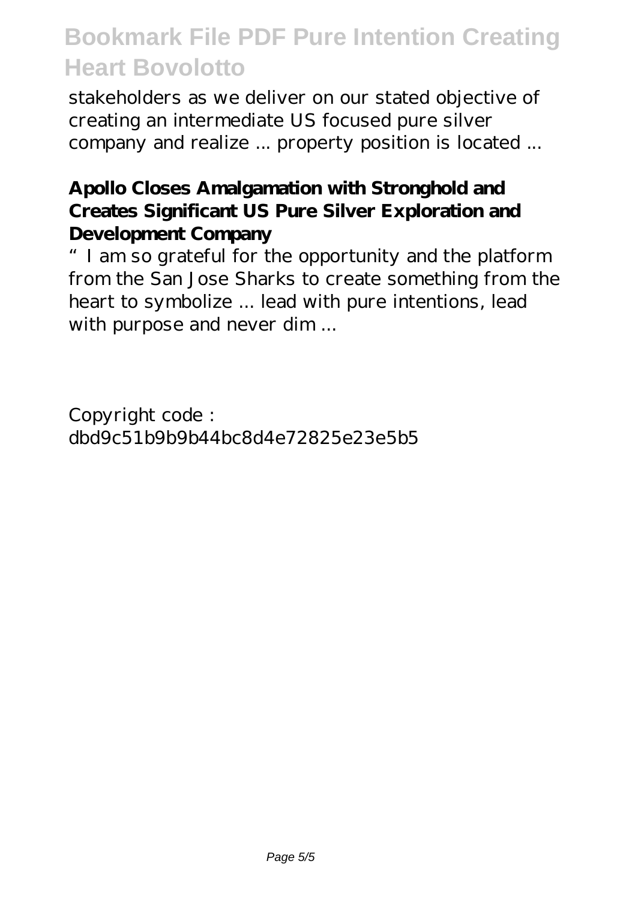stakeholders as we deliver on our stated objective of creating an intermediate US focused pure silver company and realize ... property position is located ...

**Apollo Closes Amalgamation with Stronghold and Creates Significant US Pure Silver Exploration and Development Company**

"I am so grateful for the opportunity and the platform from the San Jose Sharks to create something from the heart to symbolize ... lead with pure intentions, lead with purpose and never dim ...

Copyright code : dbd9c51b9b9b44bc8d4e72825e23e5b5